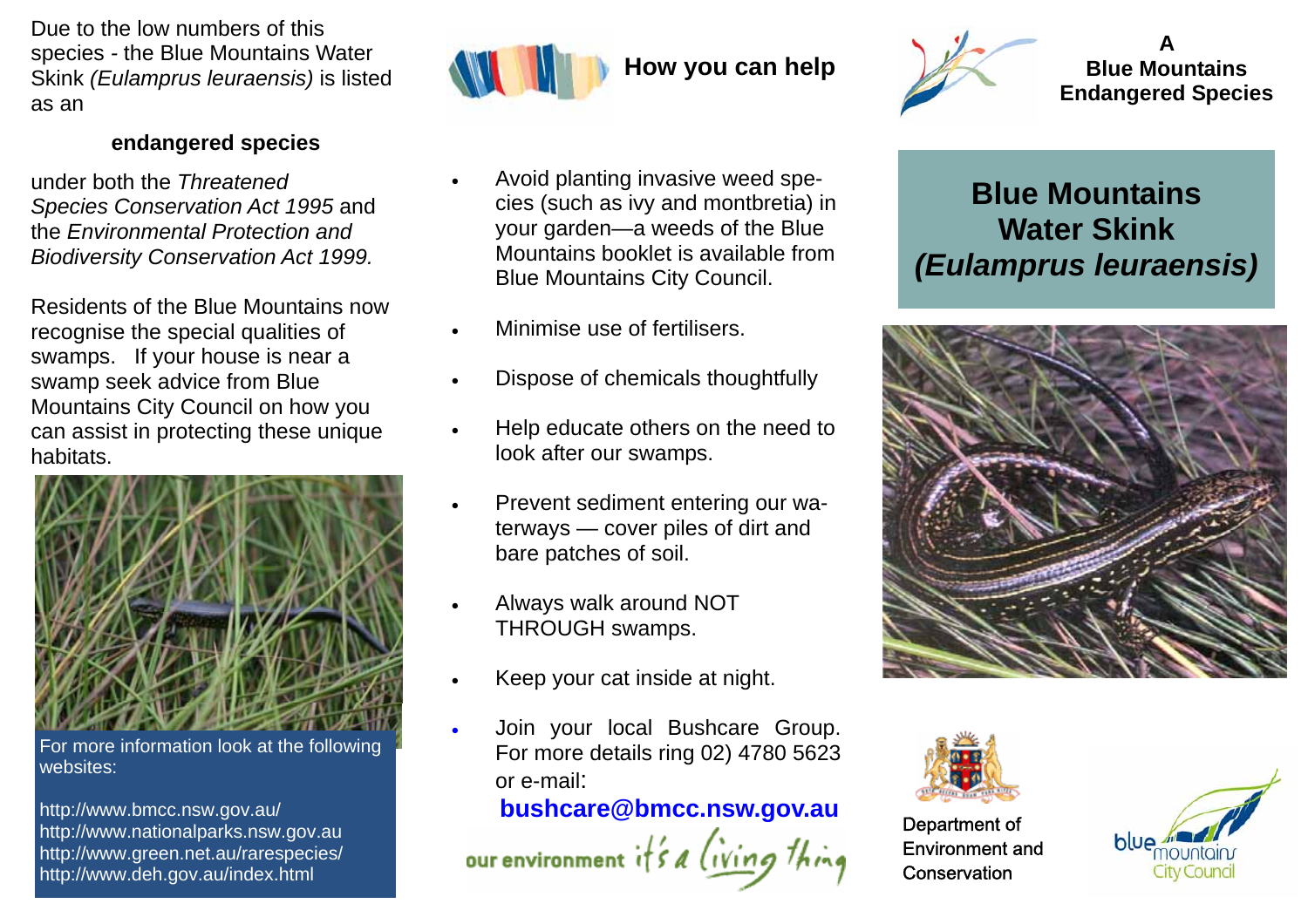Due to the low numbers of this species - the Blue Mountains Water Skink *(Eulamprus leuraensis)* is listed as an

**endangered species**

under both the *Threatened Species Conservation Act 1995* and the *Environmental Protection and Biodiversity Conservation Act 1999.*

Residents of the Blue Mountains now recognise the special qualities of swamps. If your house is near a swamp seek advice from Blue Mountains City Council on how you can assist in protecting these unique habitats.

For more information look at the following websites:

http://www.bmcc.nsw.gov.au/
http://www.nationalparks.nsw.gov.au
http://www.green.net.au/rarespecies/
http://www.deh.gov.au/index.html

## How you can help

- Avoid planting invasive weed species (such as ivy and montbretia) in your garden—a weeds of the Blue Mountains booklet is available from Blue Mountains City Council.
- Minimise use of fertilisers.
- Dispose of chemicals thoughtfully
- Help educate others on the need to look after our swamps.
- Prevent sediment entering our waterways — cover piles of dirt and bare patches of soil.
- Always walk around NOT THROUGH swamps.
- Keep your cat inside at night.
- Join your local Bushcare Group. For more details ring 02) 4780 5623 or e-mail:

**bushcare@bmcc.nsw.gov.au**

our environment it's a living thing

**A Blue Mountains Endangered Species**

# Blue Mountains Water Skink *(Eulamprus leuraensis)*

Department of Environment and Conservation

blue mountains City Council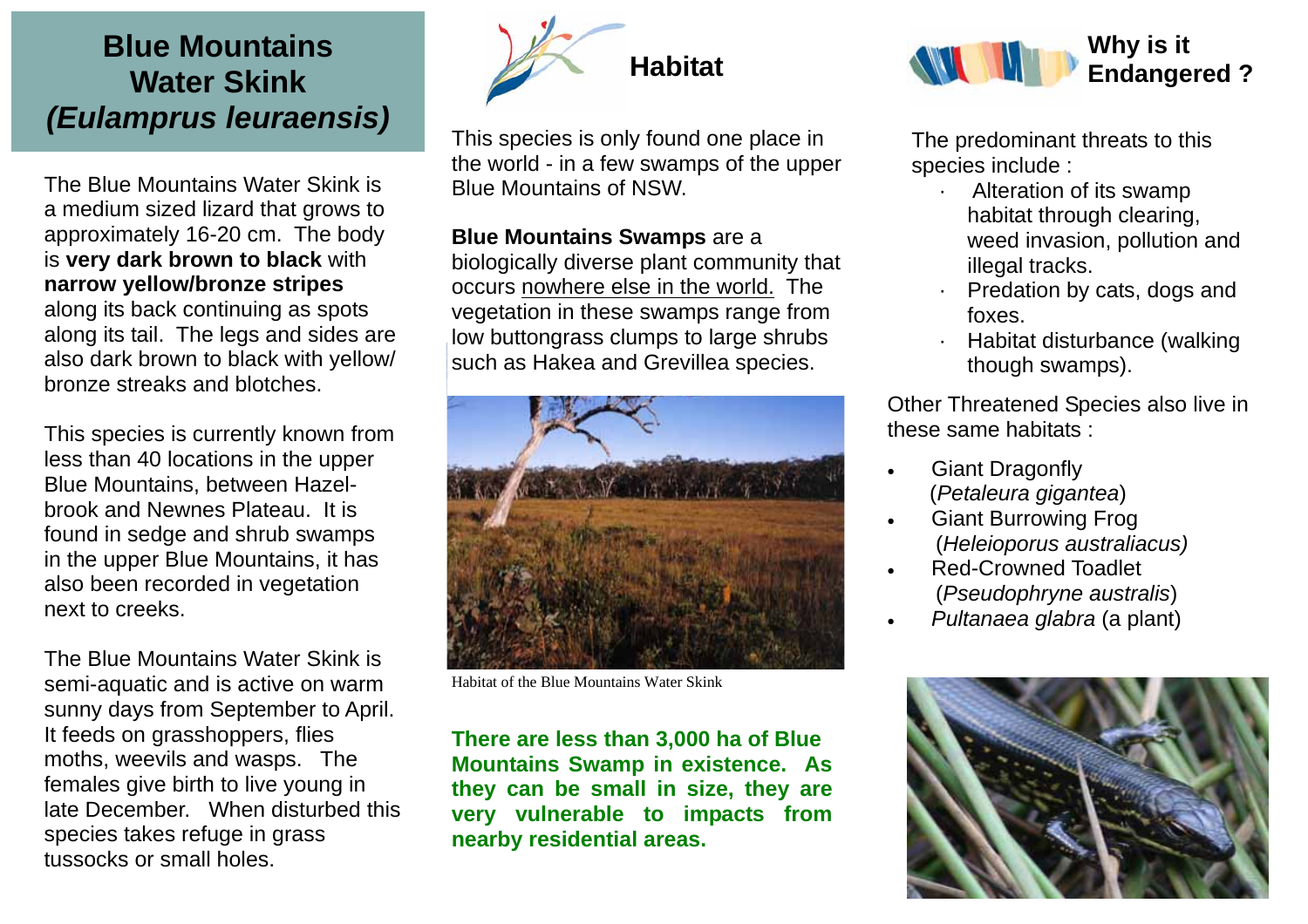# Blue Mountains Water Skink *(Eulamprus leuraensis)*

The Blue Mountains Water Skink is a medium sized lizard that grows to approximately 16-20 cm. The body is **very dark brown to black** with **narrow yellow/bronze stripes** along its back continuing as spots along its tail. The legs and sides are also dark brown to black with yellow/bronze streaks and blotches.

This species is currently known from less than 40 locations in the upper Blue Mountains, between Hazelbrook and Newnes Plateau. It is found in sedge and shrub swamps in the upper Blue Mountains, it has also been recorded in vegetation next to creeks.

The Blue Mountains Water Skink is semi-aquatic and is active on warm sunny days from September to April. It feeds on grasshoppers, flies moths, weevils and wasps. The females give birth to live young in late December. When disturbed this species takes refuge in grass tussocks or small holes.

## Habitat

This species is only found one place in the world - in a few swamps of the upper Blue Mountains of NSW.

**Blue Mountains Swamps** are a biologically diverse plant community that occurs nowhere else in the world. The vegetation in these swamps range from low buttongrass clumps to large shrubs such as Hakea and Grevillea species.

Habitat of the Blue Mountains Water Skink

**There are less than 3,000 ha of Blue Mountains Swamp in existence. As they can be small in size, they are very vulnerable to impacts from nearby residential areas.**

## Why is it Endangered ?

The predominant threats to this species include :

- Alteration of its swamp habitat through clearing, weed invasion, pollution and illegal tracks.
- Predation by cats, dogs and foxes.
- Habitat disturbance (walking though swamps).

Other Threatened Species also live in these same habitats :

- Giant Dragonfly (*Petaleura gigantea*)
- Giant Burrowing Frog (*Heleioporus australiacus)*
- Red-Crowned Toadlet (*Pseudophryne australis*)
- *Pultanaea glabra* (a plant)